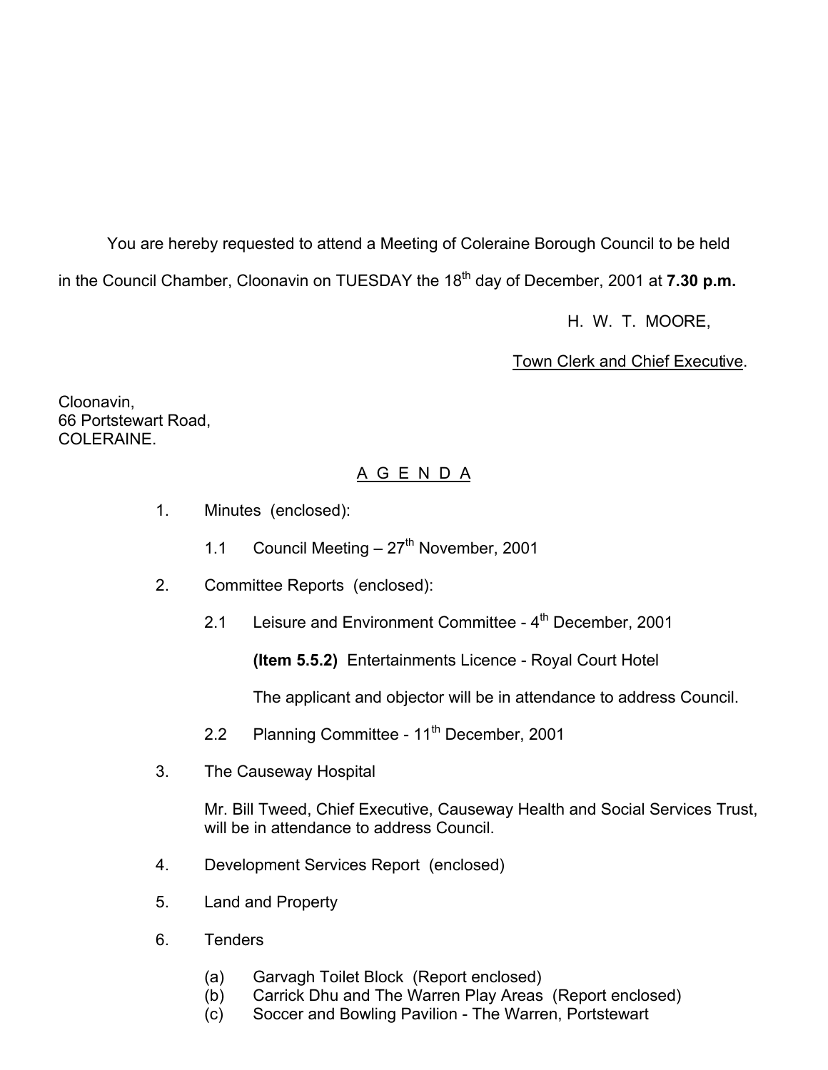You are hereby requested to attend a Meeting of Coleraine Borough Council to be held in the Council Chamber, Cloonavin on TUESDAY the 18th day of December, 2001 at **7.30 p.m.**

H. W. T. MOORE,

Town Clerk and Chief Executive.

Cloonavin,
66 Portstewart Road,
COLERAINE.

## A G E N D A

1. Minutes (enclosed):

   1.1 Council Meeting – 27th November, 2001

2. Committee Reports (enclosed):

   2.1 Leisure and Environment Committee - 4th December, 2001

   **(Item 5.5.2)** Entertainments Licence - Royal Court Hotel

   The applicant and objector will be in attendance to address Council.

   2.2 Planning Committee - 11th December, 2001

3. The Causeway Hospital

   Mr. Bill Tweed, Chief Executive, Causeway Health and Social Services Trust, will be in attendance to address Council.

4. Development Services Report (enclosed)

5. Land and Property

6. Tenders

   (a) Garvagh Toilet Block (Report enclosed)
   (b) Carrick Dhu and The Warren Play Areas (Report enclosed)
   (c) Soccer and Bowling Pavilion - The Warren, Portstewart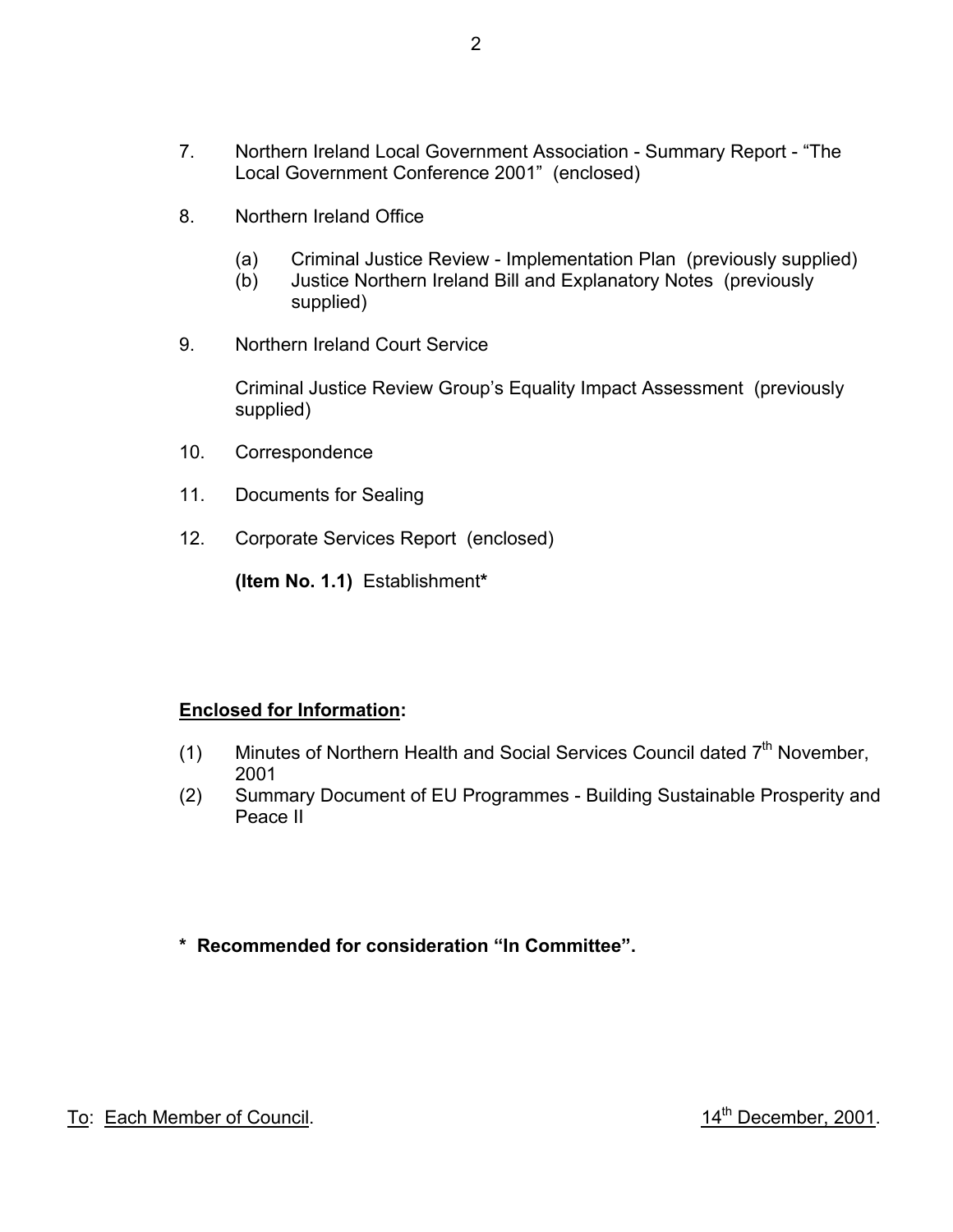7. Northern Ireland Local Government Association - Summary Report - "The Local Government Conference 2001" (enclosed)

8. Northern Ireland Office

   (a) Criminal Justice Review - Implementation Plan (previously supplied)
   (b) Justice Northern Ireland Bill and Explanatory Notes (previously supplied)

9. Northern Ireland Court Service

   Criminal Justice Review Group's Equality Impact Assessment (previously supplied)

10. Correspondence

11. Documents for Sealing

12. Corporate Services Report (enclosed)

    **(Item No. 1.1)** Establishment**\***

**<u>Enclosed for Information</u>:**

(1) Minutes of Northern Health and Social Services Council dated 7th November, 2001
(2) Summary Document of EU Programmes - Building Sustainable Prosperity and Peace II

**\* Recommended for consideration "In Committee".**

<u>To</u>: <u>Each Member of Council</u>. <u>14th December, 2001</u>.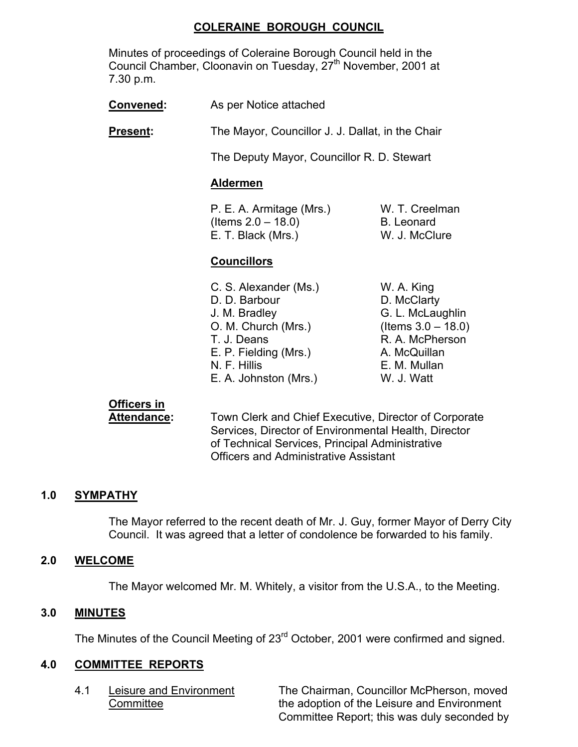# COLERAINE BOROUGH COUNCIL

Minutes of proceedings of Coleraine Borough Council held in the Council Chamber, Cloonavin on Tuesday, 27th November, 2001 at 7.30 p.m.

**Convened:** As per Notice attached

**Present:** The Mayor, Councillor J. J. Dallat, in the Chair

The Deputy Mayor, Councillor R. D. Stewart

**Aldermen**

P. E. A. Armitage (Mrs.) (Items 2.0 – 18.0)
E. T. Black (Mrs.)
W. T. Creelman
B. Leonard
W. J. McClure

**Councillors**

C. S. Alexander (Ms.)
D. D. Barbour
J. M. Bradley
O. M. Church (Mrs.)
T. J. Deans
E. P. Fielding (Mrs.)
N. F. Hillis
E. A. Johnston (Mrs.)
W. A. King
D. McClarty
G. L. McLaughlin (Items 3.0 – 18.0)
R. A. McPherson
A. McQuillan
E. M. Mullan
W. J. Watt

**Officers in Attendance:** Town Clerk and Chief Executive, Director of Corporate Services, Director of Environmental Health, Director of Technical Services, Principal Administrative Officers and Administrative Assistant

## 1.0 SYMPATHY

The Mayor referred to the recent death of Mr. J. Guy, former Mayor of Derry City Council. It was agreed that a letter of condolence be forwarded to his family.

## 2.0 WELCOME

The Mayor welcomed Mr. M. Whitely, a visitor from the U.S.A., to the Meeting.

## 3.0 MINUTES

The Minutes of the Council Meeting of 23rd October, 2001 were confirmed and signed.

## 4.0 COMMITTEE REPORTS

4.1 Leisure and Environment Committee

The Chairman, Councillor McPherson, moved the adoption of the Leisure and Environment Committee Report; this was duly seconded by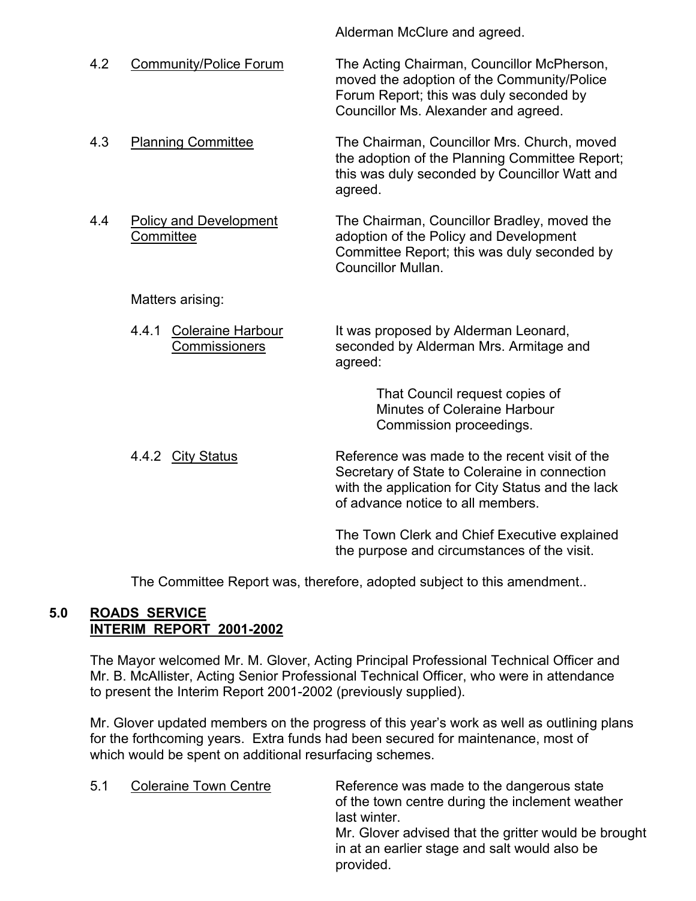Alderman McClure and agreed.

4.2 Community/Police Forum — The Acting Chairman, Councillor McPherson, moved the adoption of the Community/Police Forum Report; this was duly seconded by Councillor Ms. Alexander and agreed.

4.3 Planning Committee — The Chairman, Councillor Mrs. Church, moved the adoption of the Planning Committee Report; this was duly seconded by Councillor Watt and agreed.

4.4 Policy and Development Committee — The Chairman, Councillor Bradley, moved the adoption of the Policy and Development Committee Report; this was duly seconded by Councillor Mullan.

Matters arising:

4.4.1 Coleraine Harbour Commissioners — It was proposed by Alderman Leonard, seconded by Alderman Mrs. Armitage and agreed:

> That Council request copies of Minutes of Coleraine Harbour Commission proceedings.

4.4.2 City Status — Reference was made to the recent visit of the Secretary of State to Coleraine in connection with the application for City Status and the lack of advance notice to all members.

The Town Clerk and Chief Executive explained the purpose and circumstances of the visit.

The Committee Report was, therefore, adopted subject to this amendment..

## 5.0 ROADS SERVICE INTERIM REPORT 2001-2002

The Mayor welcomed Mr. M. Glover, Acting Principal Professional Technical Officer and Mr. B. McAllister, Acting Senior Professional Technical Officer, who were in attendance to present the Interim Report 2001-2002 (previously supplied).

Mr. Glover updated members on the progress of this year's work as well as outlining plans for the forthcoming years. Extra funds had been secured for maintenance, most of which would be spent on additional resurfacing schemes.

5.1 Coleraine Town Centre — Reference was made to the dangerous state of the town centre during the inclement weather last winter.
Mr. Glover advised that the gritter would be brought in at an earlier stage and salt would also be provided.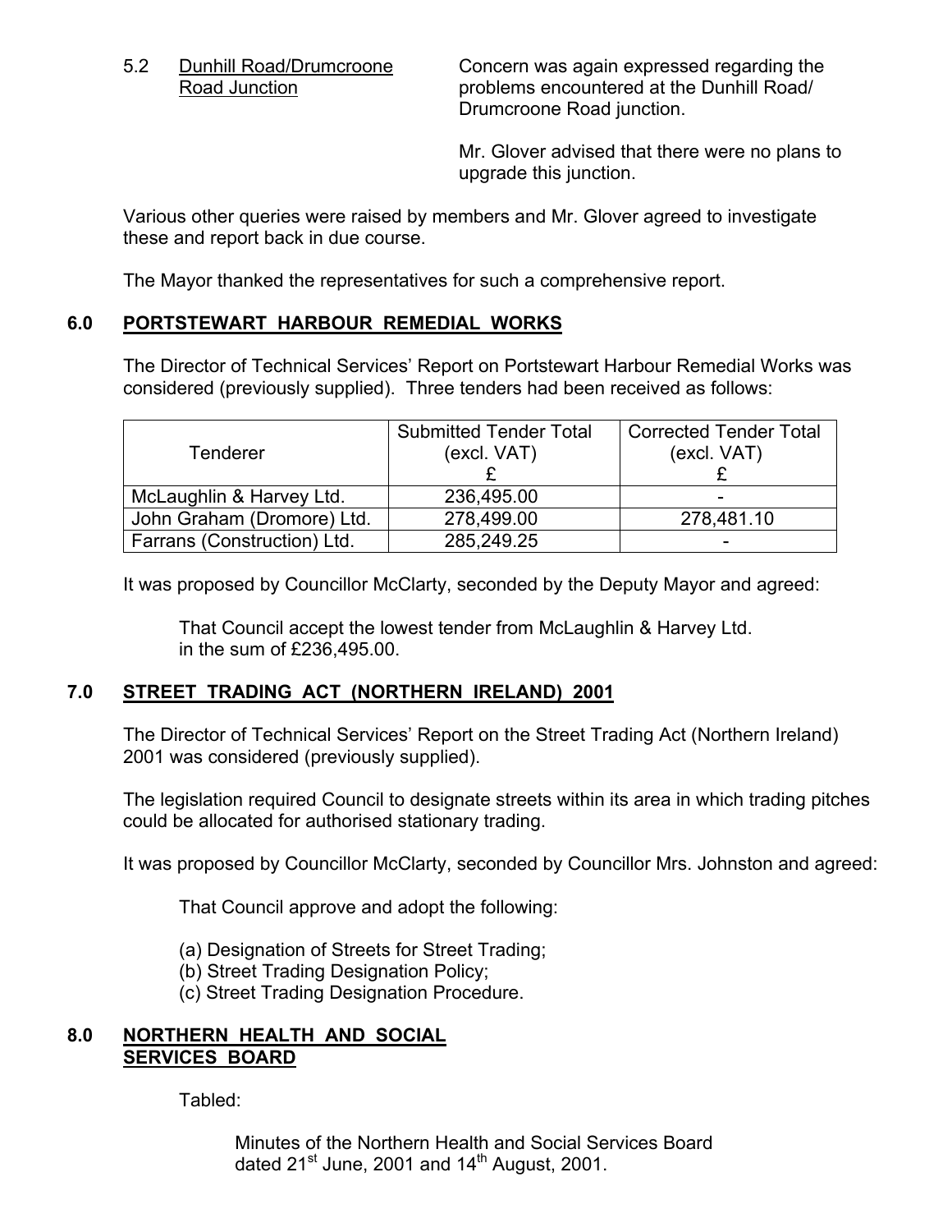5.2 Dunhill Road/Drumcroone Road Junction

Concern was again expressed regarding the problems encountered at the Dunhill Road/ Drumcroone Road junction.

Mr. Glover advised that there were no plans to upgrade this junction.

Various other queries were raised by members and Mr. Glover agreed to investigate these and report back in due course.

The Mayor thanked the representatives for such a comprehensive report.

## 6.0 PORTSTEWART HARBOUR REMEDIAL WORKS

The Director of Technical Services' Report on Portstewart Harbour Remedial Works was considered (previously supplied). Three tenders had been received as follows:

| Tenderer | Submitted Tender Total (excl. VAT) £ | Corrected Tender Total (excl. VAT) £ |
|---|---|---|
| McLaughlin & Harvey Ltd. | 236,495.00 | - |
| John Graham (Dromore) Ltd. | 278,499.00 | 278,481.10 |
| Farrans (Construction) Ltd. | 285,249.25 | - |

It was proposed by Councillor McClarty, seconded by the Deputy Mayor and agreed:

That Council accept the lowest tender from McLaughlin & Harvey Ltd. in the sum of £236,495.00.

## 7.0 STREET TRADING ACT (NORTHERN IRELAND) 2001

The Director of Technical Services' Report on the Street Trading Act (Northern Ireland) 2001 was considered (previously supplied).

The legislation required Council to designate streets within its area in which trading pitches could be allocated for authorised stationary trading.

It was proposed by Councillor McClarty, seconded by Councillor Mrs. Johnston and agreed:

That Council approve and adopt the following:

(a) Designation of Streets for Street Trading;
(b) Street Trading Designation Policy;
(c) Street Trading Designation Procedure.

## 8.0 NORTHERN HEALTH AND SOCIAL SERVICES BOARD

Tabled:

Minutes of the Northern Health and Social Services Board dated 21st June, 2001 and 14th August, 2001.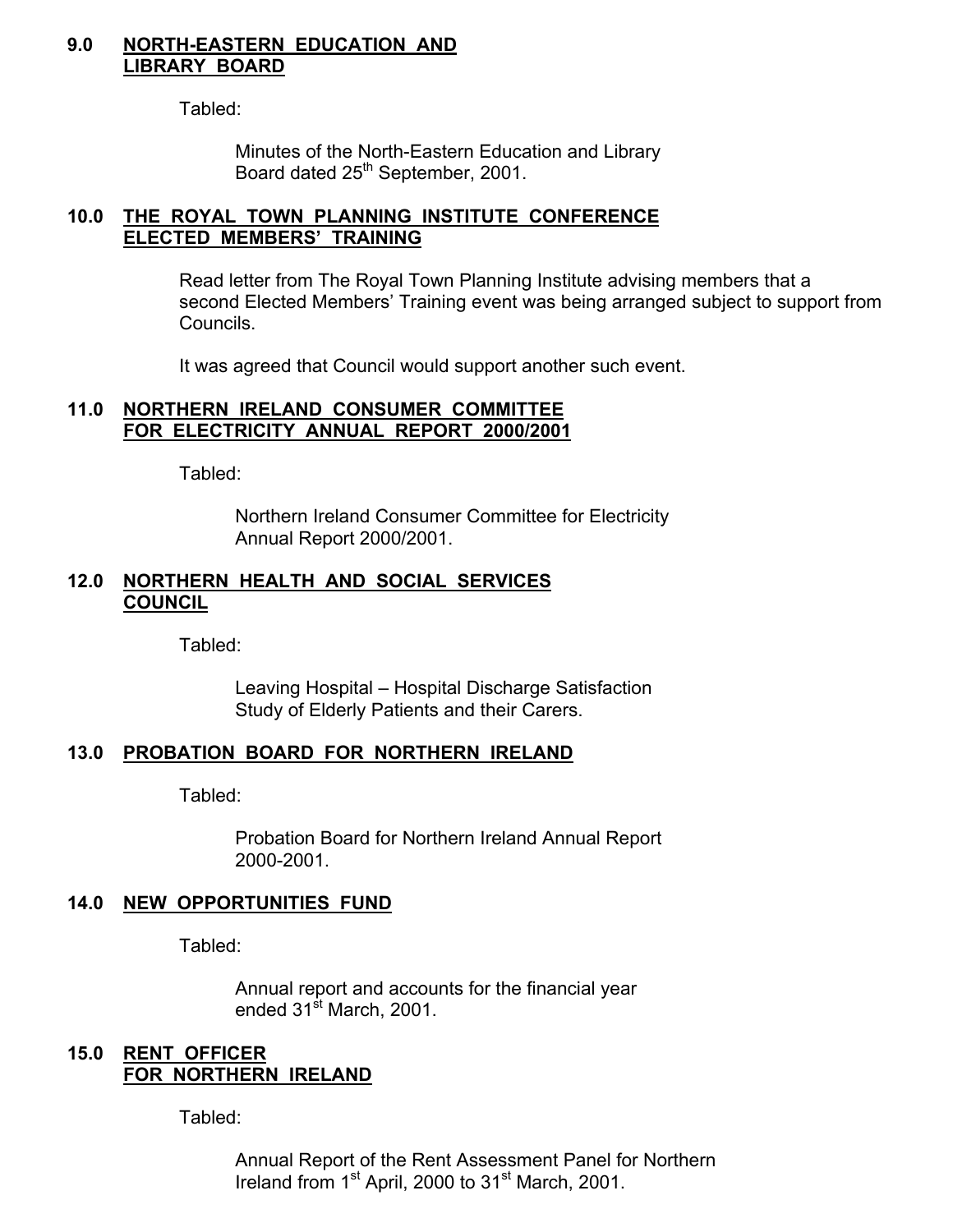## 9.0 NORTH-EASTERN EDUCATION AND LIBRARY BOARD

Tabled:

Minutes of the North-Eastern Education and Library Board dated 25th September, 2001.

## 10.0 THE ROYAL TOWN PLANNING INSTITUTE CONFERENCE ELECTED MEMBERS' TRAINING

Read letter from The Royal Town Planning Institute advising members that a second Elected Members' Training event was being arranged subject to support from Councils.

It was agreed that Council would support another such event.

## 11.0 NORTHERN IRELAND CONSUMER COMMITTEE FOR ELECTRICITY ANNUAL REPORT 2000/2001

Tabled:

Northern Ireland Consumer Committee for Electricity Annual Report 2000/2001.

## 12.0 NORTHERN HEALTH AND SOCIAL SERVICES COUNCIL

Tabled:

Leaving Hospital – Hospital Discharge Satisfaction Study of Elderly Patients and their Carers.

## 13.0 PROBATION BOARD FOR NORTHERN IRELAND

Tabled:

Probation Board for Northern Ireland Annual Report 2000-2001.

## 14.0 NEW OPPORTUNITIES FUND

Tabled:

Annual report and accounts for the financial year ended 31st March, 2001.

## 15.0 RENT OFFICER FOR NORTHERN IRELAND

Tabled:

Annual Report of the Rent Assessment Panel for Northern Ireland from 1st April, 2000 to 31st March, 2001.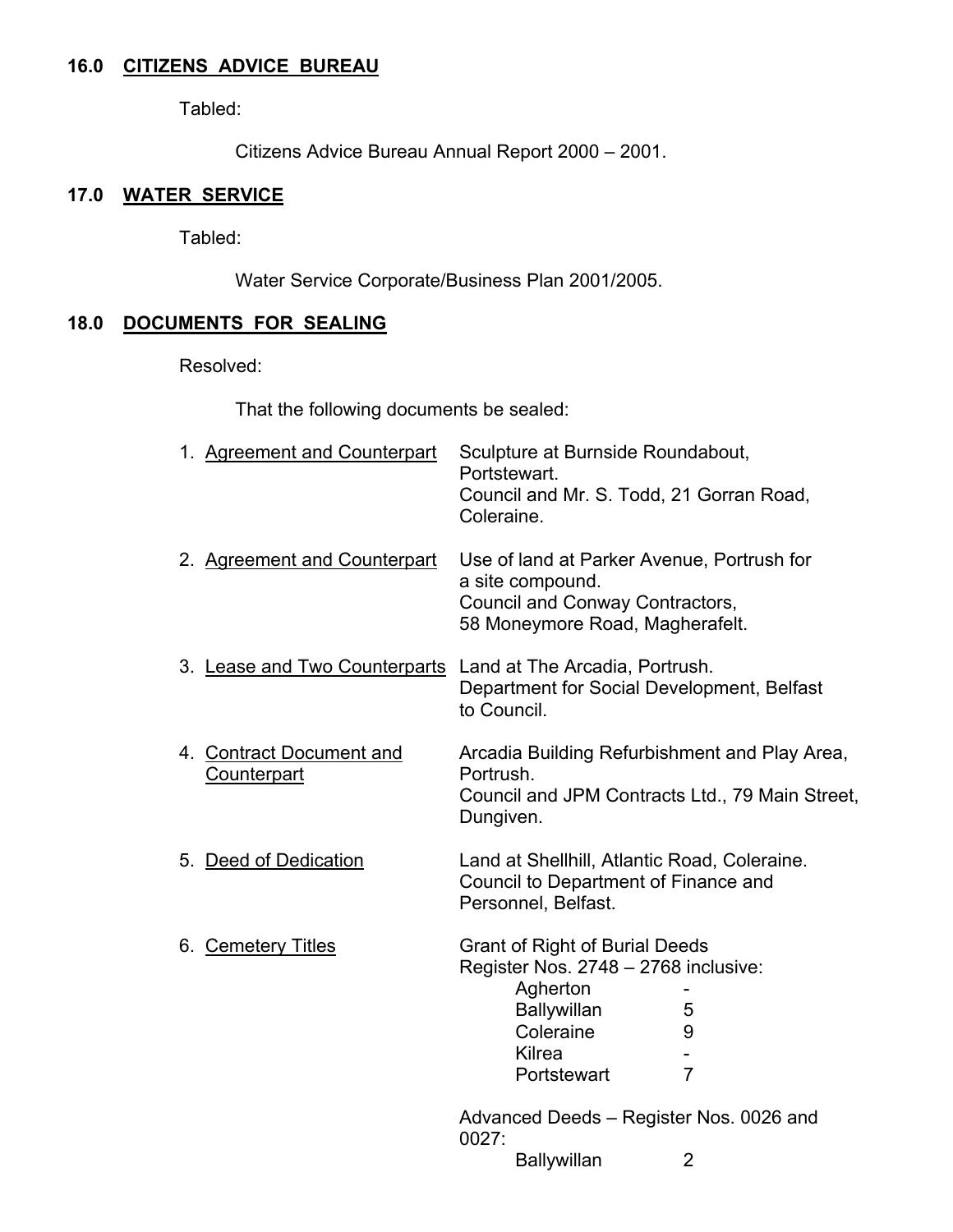## 16.0 CITIZENS ADVICE BUREAU

Tabled:

Citizens Advice Bureau Annual Report 2000 – 2001.

## 17.0 WATER SERVICE

Tabled:

Water Service Corporate/Business Plan 2001/2005.

## 18.0 DOCUMENTS FOR SEALING

Resolved:

That the following documents be sealed:

1. Agreement and Counterpart — Sculpture at Burnside Roundabout, Portstewart. Council and Mr. S. Todd, 21 Gorran Road, Coleraine.

2. Agreement and Counterpart — Use of land at Parker Avenue, Portrush for a site compound. Council and Conway Contractors, 58 Moneymore Road, Magherafelt.

3. Lease and Two Counterparts — Land at The Arcadia, Portrush. Department for Social Development, Belfast to Council.

4. Contract Document and Counterpart — Arcadia Building Refurbishment and Play Area, Portrush. Council and JPM Contracts Ltd., 79 Main Street, Dungiven.

5. Deed of Dedication — Land at Shellhill, Atlantic Road, Coleraine. Council to Department of Finance and Personnel, Belfast.

6. Cemetery Titles — Grant of Right of Burial Deeds Register Nos. 2748 – 2768 inclusive:

| | |
|---|---|
| Agherton | - |
| Ballywillan | 5 |
| Coleraine | 9 |
| Kilrea | - |
| Portstewart | 7 |

Advanced Deeds – Register Nos. 0026 and 0027:

| | |
|---|---|
| Ballywillan | 2 |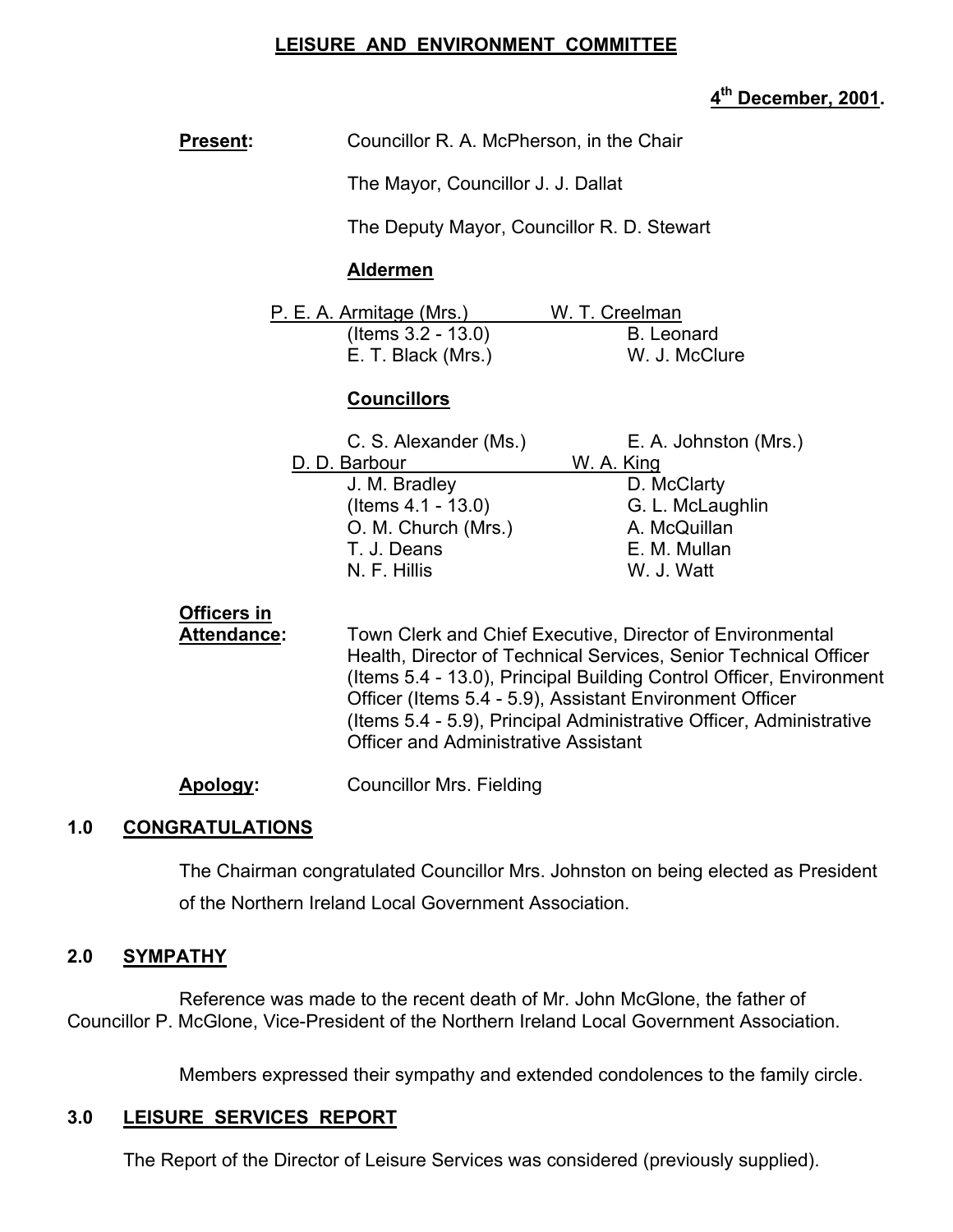**LEISURE AND ENVIRONMENT COMMITTEE**

**4th December, 2001.**

**Present:** Councillor R. A. McPherson, in the Chair

The Mayor, Councillor J. J. Dallat

The Deputy Mayor, Councillor R. D. Stewart

**Aldermen**

| | |
|---|---|
| P. E. A. Armitage (Mrs.) (Items 3.2 - 13.0) | W. T. Creelman |
| E. T. Black (Mrs.) | B. Leonard |
| | W. J. McClure |

**Councillors**

| | |
|---|---|
| C. S. Alexander (Ms.) | E. A. Johnston (Mrs.) |
| D. D. Barbour | W. A. King |
| J. M. Bradley (Items 4.1 - 13.0) | D. McClarty |
| O. M. Church (Mrs.) | G. L. McLaughlin |
| T. J. Deans | A. McQuillan |
| N. F. Hillis | E. M. Mullan |
| | W. J. Watt |

**Officers in Attendance:** Town Clerk and Chief Executive, Director of Environmental Health, Director of Technical Services, Senior Technical Officer (Items 5.4 - 13.0), Principal Building Control Officer, Environment Officer (Items 5.4 - 5.9), Assistant Environment Officer (Items 5.4 - 5.9), Principal Administrative Officer, Administrative Officer and Administrative Assistant

**Apology:** Councillor Mrs. Fielding

## 1.0 CONGRATULATIONS

The Chairman congratulated Councillor Mrs. Johnston on being elected as President of the Northern Ireland Local Government Association.

## 2.0 SYMPATHY

Reference was made to the recent death of Mr. John McGlone, the father of Councillor P. McGlone, Vice-President of the Northern Ireland Local Government Association.

Members expressed their sympathy and extended condolences to the family circle.

## 3.0 LEISURE SERVICES REPORT

The Report of the Director of Leisure Services was considered (previously supplied).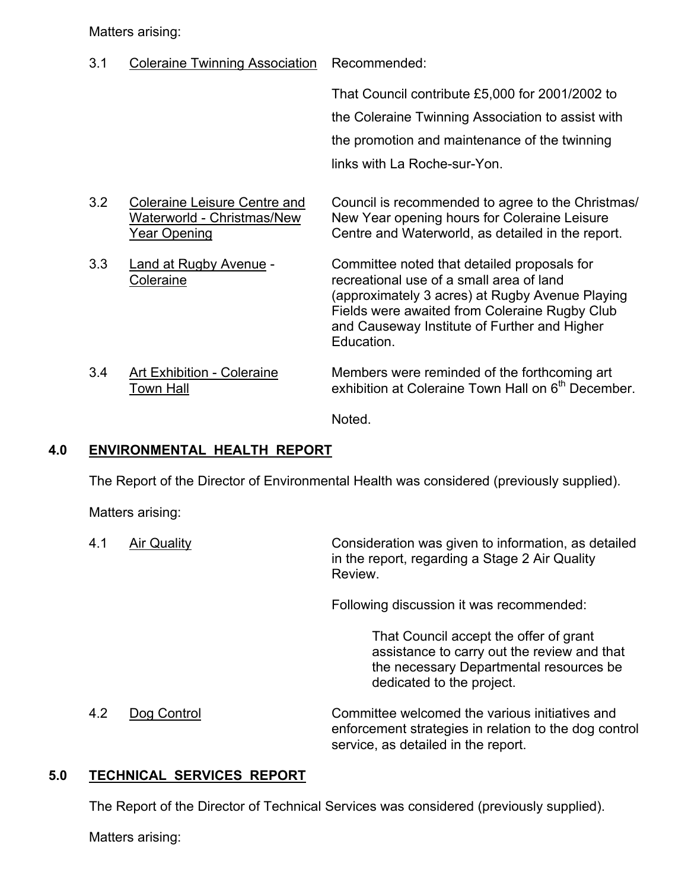Matters arising:

3.1 <u>Coleraine Twinning Association</u>

Recommended:

That Council contribute £5,000 for 2001/2002 to the Coleraine Twinning Association to assist with the promotion and maintenance of the twinning links with La Roche-sur-Yon.

3.2 <u>Coleraine Leisure Centre and Waterworld - Christmas/New Year Opening</u>

Council is recommended to agree to the Christmas/ New Year opening hours for Coleraine Leisure Centre and Waterworld, as detailed in the report.

3.3 <u>Land at Rugby Avenue</u> - <u>Coleraine</u>

Committee noted that detailed proposals for recreational use of a small area of land (approximately 3 acres) at Rugby Avenue Playing Fields were awaited from Coleraine Rugby Club and Causeway Institute of Further and Higher Education.

3.4 <u>Art Exhibition - Coleraine Town Hall</u>

Members were reminded of the forthcoming art exhibition at Coleraine Town Hall on 6th December.

Noted.

## 4.0 ENVIRONMENTAL HEALTH REPORT

The Report of the Director of Environmental Health was considered (previously supplied).

Matters arising:

4.1 <u>Air Quality</u>

Consideration was given to information, as detailed in the report, regarding a Stage 2 Air Quality Review.

Following discussion it was recommended:

> That Council accept the offer of grant assistance to carry out the review and that the necessary Departmental resources be dedicated to the project.

4.2 <u>Dog Control</u>

Committee welcomed the various initiatives and enforcement strategies in relation to the dog control service, as detailed in the report.

## 5.0 TECHNICAL SERVICES REPORT

The Report of the Director of Technical Services was considered (previously supplied).

Matters arising: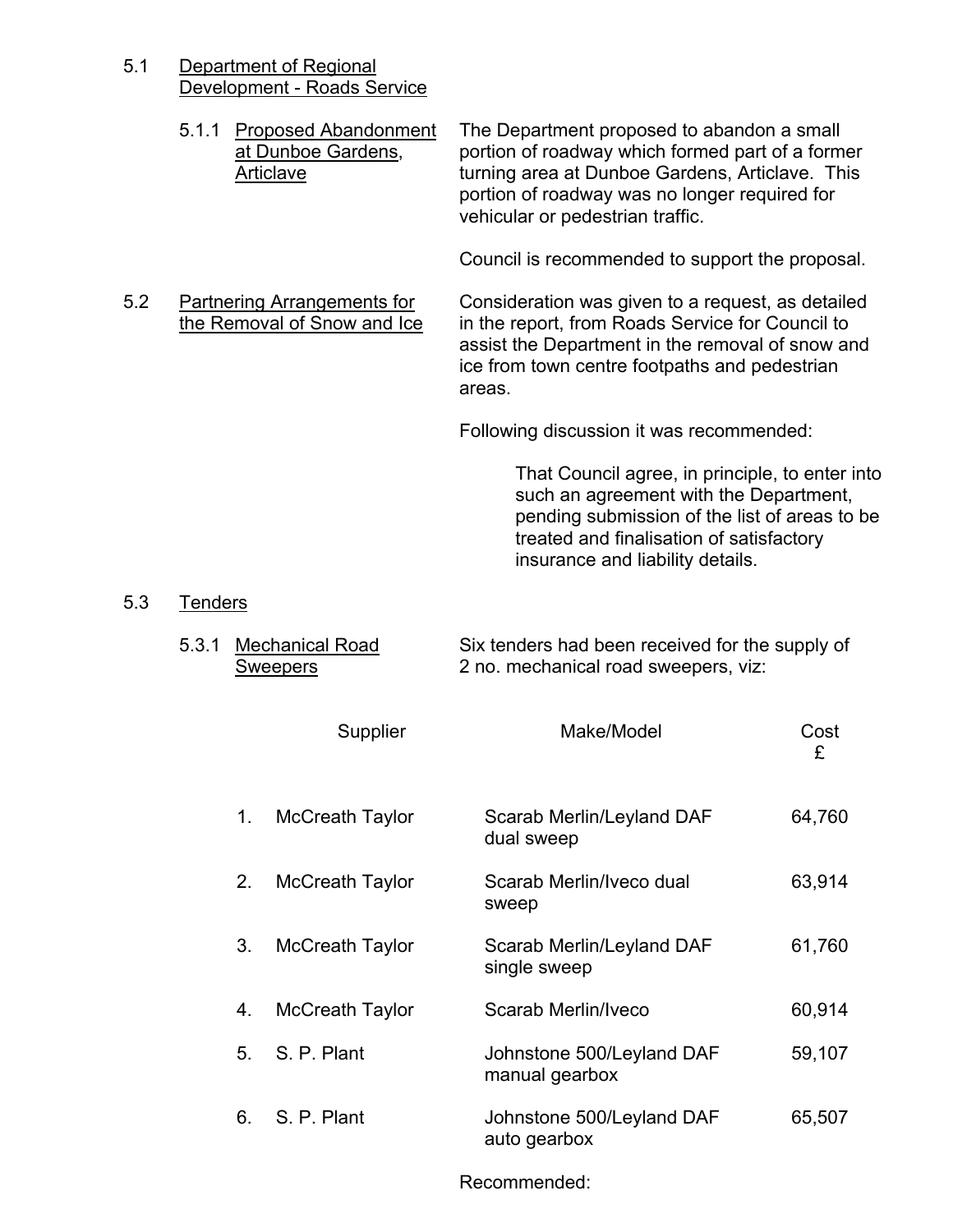5.1 Department of Regional Development - Roads Service

5.1.1 Proposed Abandonment at Dunboe Gardens, Articlave

The Department proposed to abandon a small portion of roadway which formed part of a former turning area at Dunboe Gardens, Articlave. This portion of roadway was no longer required for vehicular or pedestrian traffic.

Council is recommended to support the proposal.

5.2 Partnering Arrangements for the Removal of Snow and Ice

Consideration was given to a request, as detailed in the report, from Roads Service for Council to assist the Department in the removal of snow and ice from town centre footpaths and pedestrian areas.

Following discussion it was recommended:

> That Council agree, in principle, to enter into such an agreement with the Department, pending submission of the list of areas to be treated and finalisation of satisfactory insurance and liability details.

5.3 Tenders

5.3.1 Mechanical Road Sweepers

Six tenders had been received for the supply of 2 no. mechanical road sweepers, viz:

| | Supplier | Make/Model | Cost £ |
|---|---|---|---|
| 1. | McCreath Taylor | Scarab Merlin/Leyland DAF dual sweep | 64,760 |
| 2. | McCreath Taylor | Scarab Merlin/Iveco dual sweep | 63,914 |
| 3. | McCreath Taylor | Scarab Merlin/Leyland DAF single sweep | 61,760 |
| 4. | McCreath Taylor | Scarab Merlin/Iveco | 60,914 |
| 5. | S. P. Plant | Johnstone 500/Leyland DAF manual gearbox | 59,107 |
| 6. | S. P. Plant | Johnstone 500/Leyland DAF auto gearbox | 65,507 |

Recommended: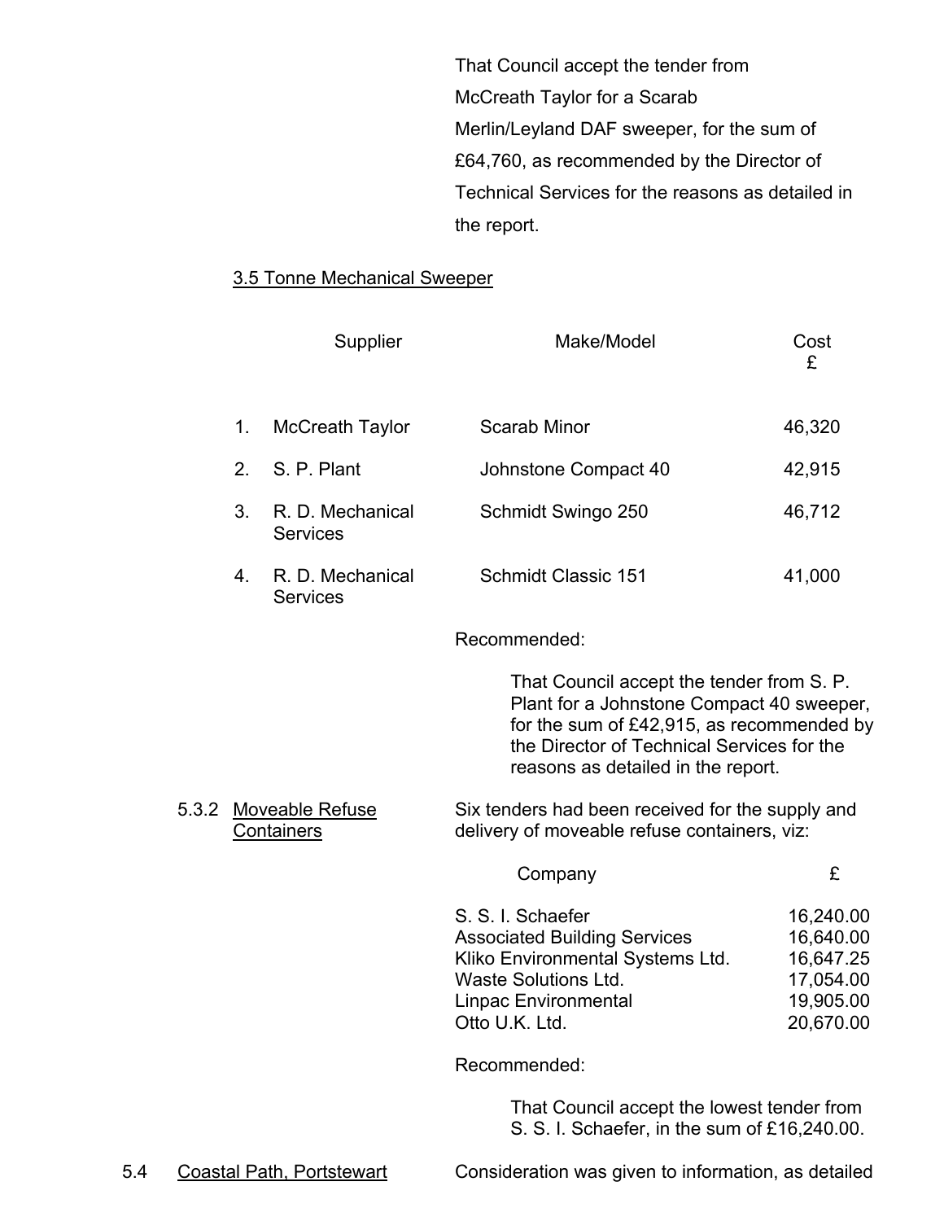That Council accept the tender from McCreath Taylor for a Scarab Merlin/Leyland DAF sweeper, for the sum of £64,760, as recommended by the Director of Technical Services for the reasons as detailed in the report.

3.5 Tonne Mechanical Sweeper

| | Supplier | Make/Model | Cost £ |
|---|---|---|---|
| 1. | McCreath Taylor | Scarab Minor | 46,320 |
| 2. | S. P. Plant | Johnstone Compact 40 | 42,915 |
| 3. | R. D. Mechanical Services | Schmidt Swingo 250 | 46,712 |
| 4. | R. D. Mechanical Services | Schmidt Classic 151 | 41,000 |

Recommended:

> That Council accept the tender from S. P. Plant for a Johnstone Compact 40 sweeper, for the sum of £42,915, as recommended by the Director of Technical Services for the reasons as detailed in the report.

5.3.2 Moveable Refuse Containers

Six tenders had been received for the supply and delivery of moveable refuse containers, viz:

| Company | £ |
|---|---|
| S. S. I. Schaefer | 16,240.00 |
| Associated Building Services | 16,640.00 |
| Kliko Environmental Systems Ltd. | 16,647.25 |
| Waste Solutions Ltd. | 17,054.00 |
| Linpac Environmental | 19,905.00 |
| Otto U.K. Ltd. | 20,670.00 |

Recommended:

> That Council accept the lowest tender from S. S. I. Schaefer, in the sum of £16,240.00.

5.4 Coastal Path, Portstewart

Consideration was given to information, as detailed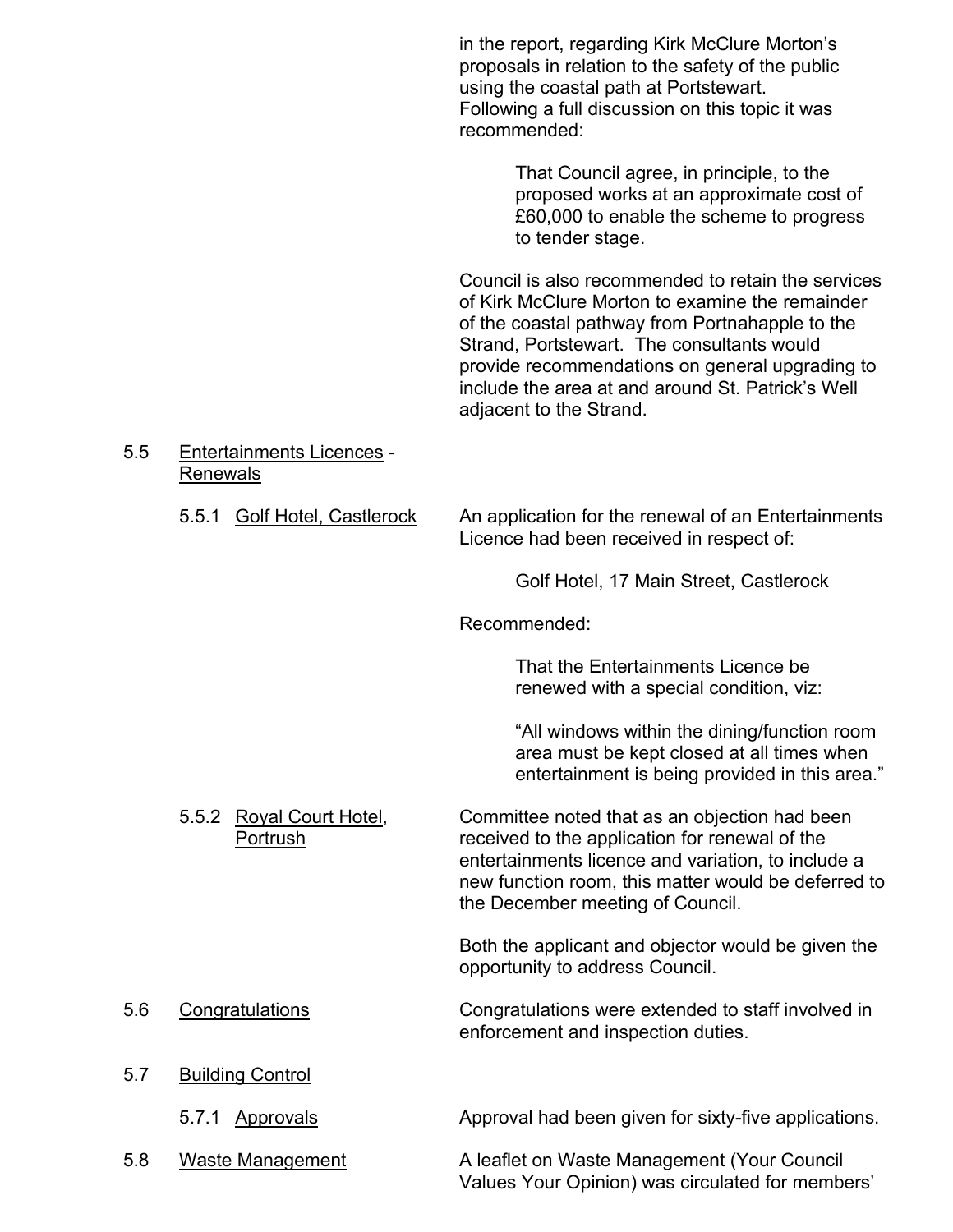in the report, regarding Kirk McClure Morton's proposals in relation to the safety of the public using the coastal path at Portstewart. Following a full discussion on this topic it was recommended:

> That Council agree, in principle, to the proposed works at an approximate cost of £60,000 to enable the scheme to progress to tender stage.

Council is also recommended to retain the services of Kirk McClure Morton to examine the remainder of the coastal pathway from Portnahapple to the Strand, Portstewart. The consultants would provide recommendations on general upgrading to include the area at and around St. Patrick's Well adjacent to the Strand.

5.5 Entertainments Licences - Renewals

5.5.1 Golf Hotel, Castlerock

An application for the renewal of an Entertainments Licence had been received in respect of:

> Golf Hotel, 17 Main Street, Castlerock

Recommended:

> That the Entertainments Licence be renewed with a special condition, viz:
>
> "All windows within the dining/function room area must be kept closed at all times when entertainment is being provided in this area."

5.5.2 Royal Court Hotel, Portrush

Committee noted that as an objection had been received to the application for renewal of the entertainments licence and variation, to include a new function room, this matter would be deferred to the December meeting of Council.

Both the applicant and objector would be given the opportunity to address Council.

5.6 Congratulations

Congratulations were extended to staff involved in enforcement and inspection duties.

5.7 Building Control

5.7.1 Approvals

Approval had been given for sixty-five applications.

5.8 Waste Management

A leaflet on Waste Management (Your Council Values Your Opinion) was circulated for members'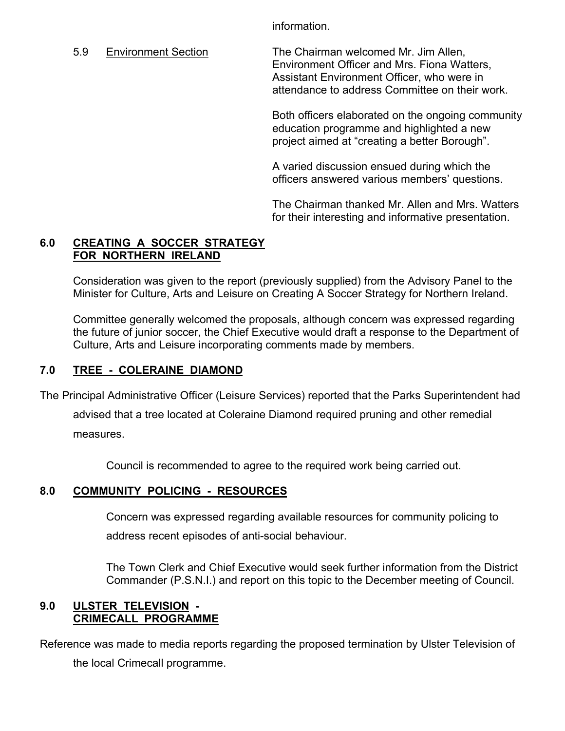information.

5.9 Environment Section

The Chairman welcomed Mr. Jim Allen, Environment Officer and Mrs. Fiona Watters, Assistant Environment Officer, who were in attendance to address Committee on their work.

Both officers elaborated on the ongoing community education programme and highlighted a new project aimed at "creating a better Borough".

A varied discussion ensued during which the officers answered various members' questions.

The Chairman thanked Mr. Allen and Mrs. Watters for their interesting and informative presentation.

## 6.0 CREATING A SOCCER STRATEGY FOR NORTHERN IRELAND

Consideration was given to the report (previously supplied) from the Advisory Panel to the Minister for Culture, Arts and Leisure on Creating A Soccer Strategy for Northern Ireland.

Committee generally welcomed the proposals, although concern was expressed regarding the future of junior soccer, the Chief Executive would draft a response to the Department of Culture, Arts and Leisure incorporating comments made by members.

## 7.0 TREE - COLERAINE DIAMOND

The Principal Administrative Officer (Leisure Services) reported that the Parks Superintendent had advised that a tree located at Coleraine Diamond required pruning and other remedial measures.

Council is recommended to agree to the required work being carried out.

## 8.0 COMMUNITY POLICING - RESOURCES

Concern was expressed regarding available resources for community policing to address recent episodes of anti-social behaviour.

The Town Clerk and Chief Executive would seek further information from the District Commander (P.S.N.I.) and report on this topic to the December meeting of Council.

## 9.0 ULSTER TELEVISION - CRIMECALL PROGRAMME

Reference was made to media reports regarding the proposed termination by Ulster Television of the local Crimecall programme.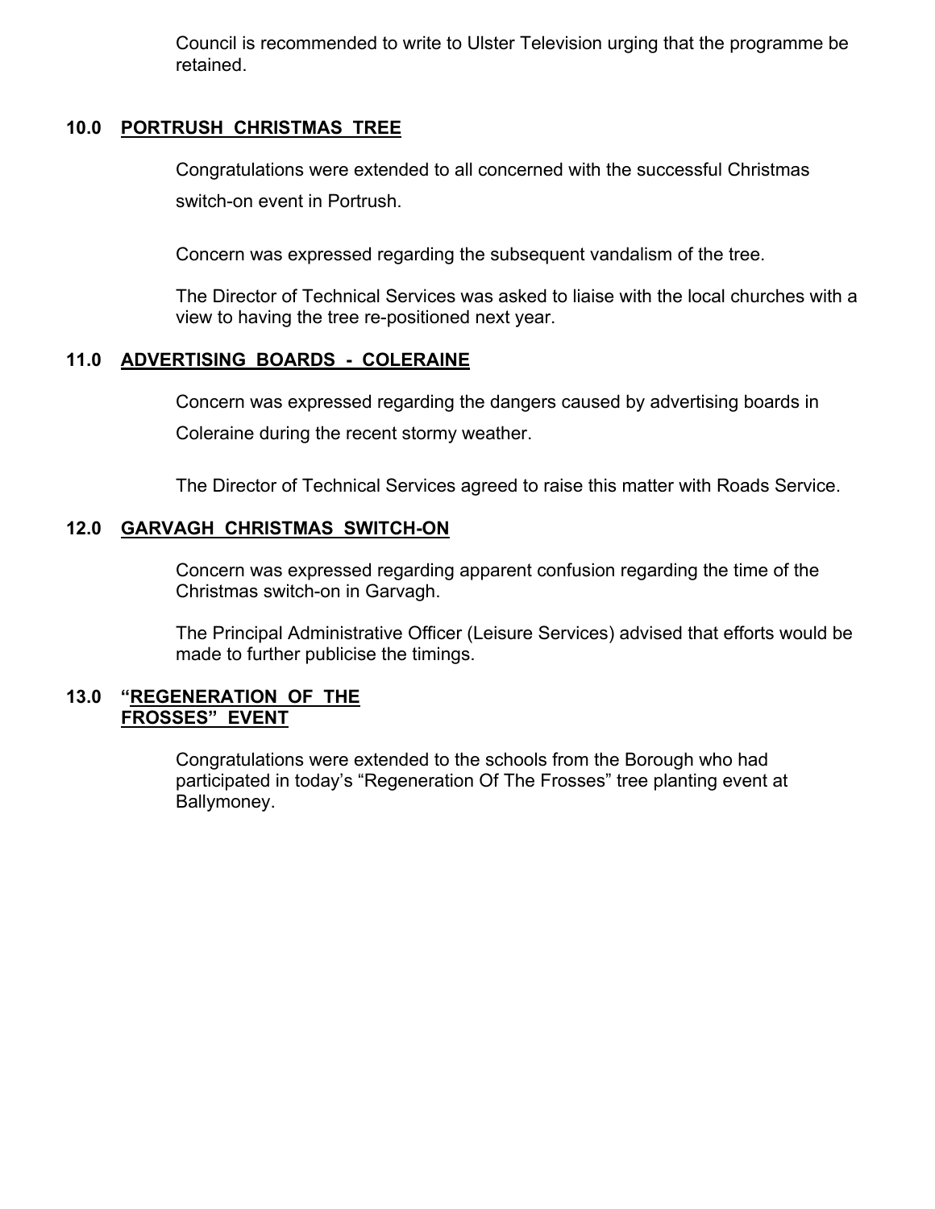Council is recommended to write to Ulster Television urging that the programme be retained.

## 10.0 PORTRUSH CHRISTMAS TREE

Congratulations were extended to all concerned with the successful Christmas switch-on event in Portrush.

Concern was expressed regarding the subsequent vandalism of the tree.

The Director of Technical Services was asked to liaise with the local churches with a view to having the tree re-positioned next year.

## 11.0 ADVERTISING BOARDS - COLERAINE

Concern was expressed regarding the dangers caused by advertising boards in Coleraine during the recent stormy weather.

The Director of Technical Services agreed to raise this matter with Roads Service.

## 12.0 GARVAGH CHRISTMAS SWITCH-ON

Concern was expressed regarding apparent confusion regarding the time of the Christmas switch-on in Garvagh.

The Principal Administrative Officer (Leisure Services) advised that efforts would be made to further publicise the timings.

## 13.0 "REGENERATION OF THE FROSSES" EVENT

Congratulations were extended to the schools from the Borough who had participated in today's "Regeneration Of The Frosses" tree planting event at Ballymoney.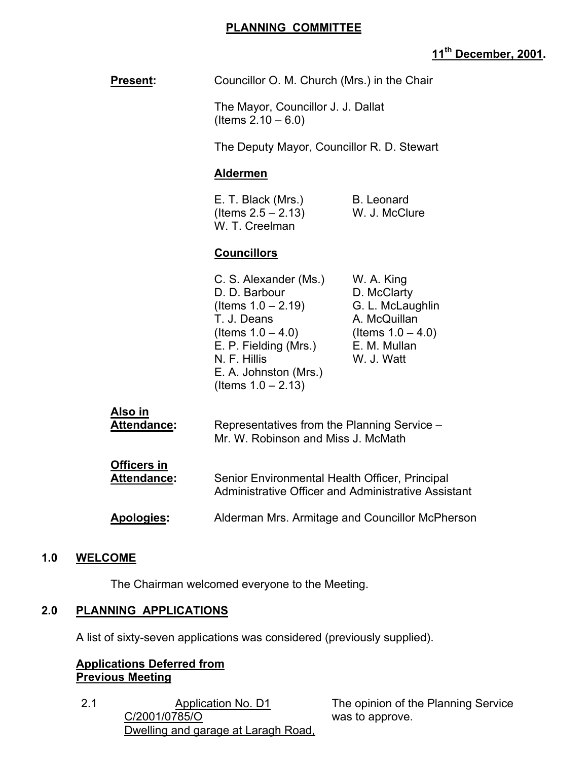# PLANNING COMMITTEE

**11th December, 2001.**

**Present:** Councillor O. M. Church (Mrs.) in the Chair

The Mayor, Councillor J. J. Dallat (Items 2.10 – 6.0)

The Deputy Mayor, Councillor R. D. Stewart

**Aldermen**

E. T. Black (Mrs.) (Items 2.5 – 2.13)
W. T. Creelman
B. Leonard
W. J. McClure

**Councillors**

C. S. Alexander (Ms.)
D. D. Barbour (Items 1.0 – 2.19)
T. J. Deans (Items 1.0 – 4.0)
E. P. Fielding (Mrs.)
N. F. Hillis
E. A. Johnston (Mrs.) (Items 1.0 – 2.13)
W. A. King
D. McClarty
G. L. McLaughlin
A. McQuillan (Items 1.0 – 4.0)
E. M. Mullan
W. J. Watt

**Also in Attendance:** Representatives from the Planning Service – Mr. W. Robinson and Miss J. McMath

**Officers in Attendance:** Senior Environmental Health Officer, Principal Administrative Officer and Administrative Assistant

**Apologies:** Alderman Mrs. Armitage and Councillor McPherson

## 1.0 WELCOME

The Chairman welcomed everyone to the Meeting.

## 2.0 PLANNING APPLICATIONS

A list of sixty-seven applications was considered (previously supplied).

**Applications Deferred from Previous Meeting**

2.1 Application No. D1
C/2001/0785/O
Dwelling and garage at Laragh Road,

The opinion of the Planning Service was to approve.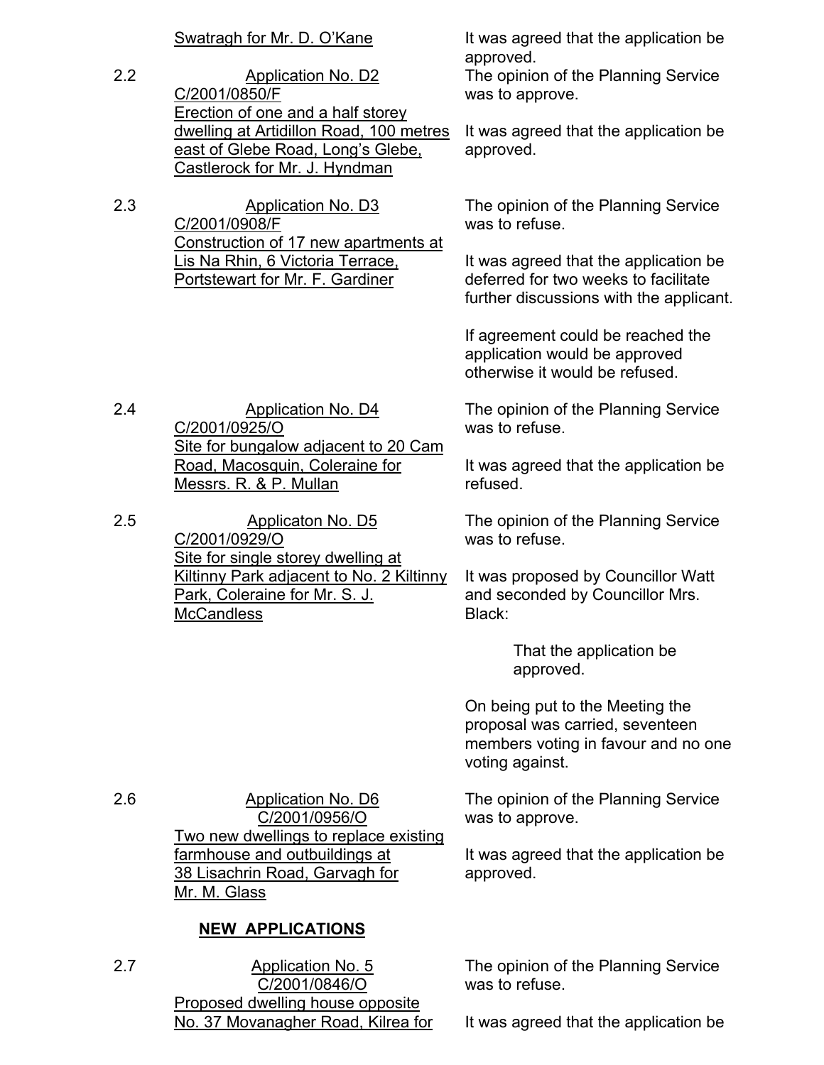Swatragh for Mr. D. O'Kane — It was agreed that the application be approved.

2.2 **Application No. D2**
C/2001/0850/F
Erection of one and a half storey dwelling at Artidillon Road, 100 metres east of Glebe Road, Long's Glebe, Castlerock for Mr. J. Hyndman

The opinion of the Planning Service was to approve.

It was agreed that the application be approved.

2.3 **Application No. D3**
C/2001/0908/F
Construction of 17 new apartments at Lis Na Rhin, 6 Victoria Terrace, Portstewart for Mr. F. Gardiner

The opinion of the Planning Service was to refuse.

It was agreed that the application be deferred for two weeks to facilitate further discussions with the applicant.

If agreement could be reached the application would be approved otherwise it would be refused.

2.4 **Application No. D4**
C/2001/0925/O
Site for bungalow adjacent to 20 Cam Road, Macosquin, Coleraine for Messrs. R. & P. Mullan

The opinion of the Planning Service was to refuse.

It was agreed that the application be refused.

2.5 **Applicaton No. D5**
C/2001/0929/O
Site for single storey dwelling at Kiltinny Park adjacent to No. 2 Kiltinny Park, Coleraine for Mr. S. J. McCandless

The opinion of the Planning Service was to refuse.

It was proposed by Councillor Watt and seconded by Councillor Mrs. Black:

> That the application be approved.

On being put to the Meeting the proposal was carried, seventeen members voting in favour and no one voting against.

2.6 **Application No. D6**
C/2001/0956/O
Two new dwellings to replace existing farmhouse and outbuildings at 38 Lisachrin Road, Garvagh for Mr. M. Glass

The opinion of the Planning Service was to approve.

It was agreed that the application be approved.

**NEW APPLICATIONS**

2.7 **Application No. 5**
C/2001/0846/O
Proposed dwelling house opposite No. 37 Movanagher Road, Kilrea for

The opinion of the Planning Service was to refuse.

It was agreed that the application be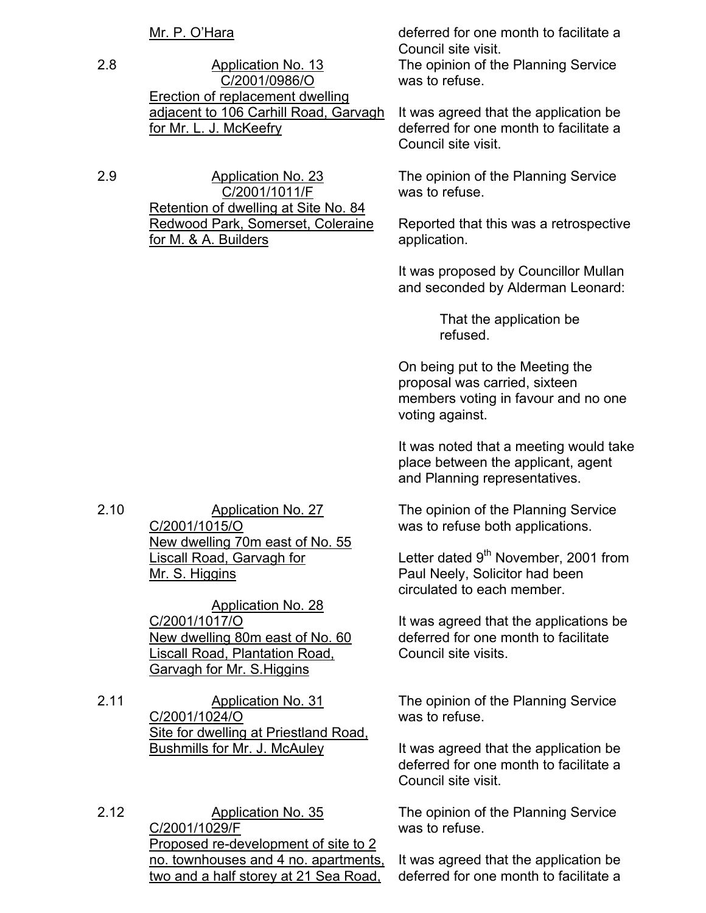Mr. P. O'Hara — deferred for one month to facilitate a Council site visit.

2.8 **Application No. 13**
C/2001/0986/O
Erection of replacement dwelling adjacent to 106 Carhill Road, Garvagh for Mr. L. J. McKeefry

The opinion of the Planning Service was to refuse.

It was agreed that the application be deferred for one month to facilitate a Council site visit.

2.9 **Application No. 23**
C/2001/1011/F
Retention of dwelling at Site No. 84 Redwood Park, Somerset, Coleraine for M. & A. Builders

The opinion of the Planning Service was to refuse.

Reported that this was a retrospective application.

It was proposed by Councillor Mullan and seconded by Alderman Leonard:

> That the application be refused.

On being put to the Meeting the proposal was carried, sixteen members voting in favour and no one voting against.

It was noted that a meeting would take place between the applicant, agent and Planning representatives.

2.10 **Application No. 27**
C/2001/1015/O
New dwelling 70m east of No. 55 Liscall Road, Garvagh for Mr. S. Higgins

**Application No. 28**
C/2001/1017/O
New dwelling 80m east of No. 60 Liscall Road, Plantation Road, Garvagh for Mr. S.Higgins

The opinion of the Planning Service was to refuse both applications.

Letter dated 9th November, 2001 from Paul Neely, Solicitor had been circulated to each member.

It was agreed that the applications be deferred for one month to facilitate Council site visits.

2.11 **Application No. 31**
C/2001/1024/O
Site for dwelling at Priestland Road, Bushmills for Mr. J. McAuley

The opinion of the Planning Service was to refuse.

It was agreed that the application be deferred for one month to facilitate a Council site visit.

2.12 **Application No. 35**
C/2001/1029/F
Proposed re-development of site to 2 no. townhouses and 4 no. apartments, two and a half storey at 21 Sea Road,

The opinion of the Planning Service was to refuse.

It was agreed that the application be deferred for one month to facilitate a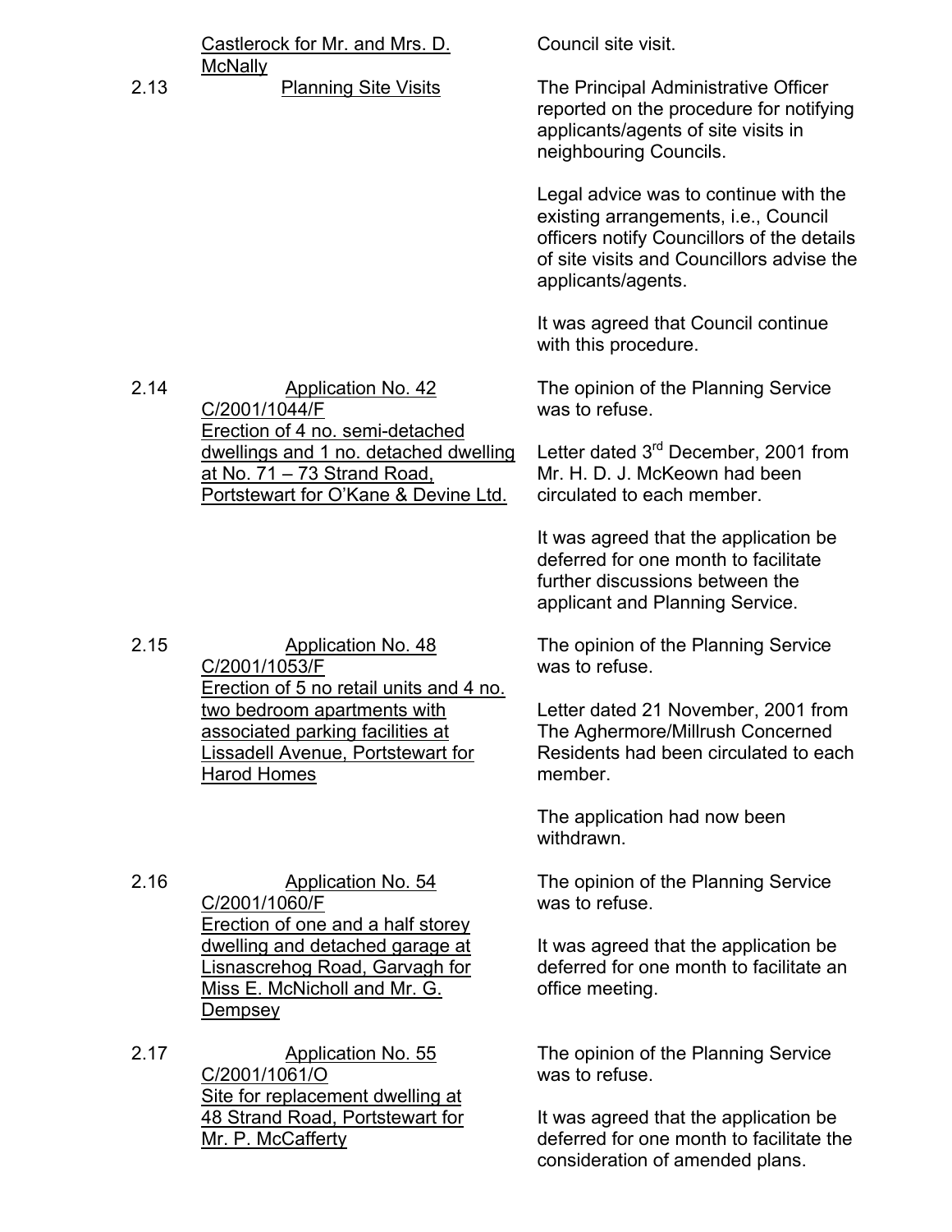| | | |
|---|---|---|
| | Castlerock for Mr. and Mrs. D. McNally | Council site visit. |
| 2.13 | Planning Site Visits | The Principal Administrative Officer reported on the procedure for notifying applicants/agents of site visits in neighbouring Councils.<br><br>Legal advice was to continue with the existing arrangements, i.e., Council officers notify Councillors of the details of site visits and Councillors advise the applicants/agents.<br><br>It was agreed that Council continue with this procedure. |
| 2.14 | Application No. 42<br>C/2001/1044/F<br>Erection of 4 no. semi-detached dwellings and 1 no. detached dwelling at No. 71 – 73 Strand Road, Portstewart for O'Kane & Devine Ltd. | The opinion of the Planning Service was to refuse.<br><br>Letter dated 3rd December, 2001 from Mr. H. D. J. McKeown had been circulated to each member.<br><br>It was agreed that the application be deferred for one month to facilitate further discussions between the applicant and Planning Service. |
| 2.15 | Application No. 48<br>C/2001/1053/F<br>Erection of 5 no retail units and 4 no. two bedroom apartments with associated parking facilities at Lissadell Avenue, Portstewart for Harod Homes | The opinion of the Planning Service was to refuse.<br><br>Letter dated 21 November, 2001 from The Aghermore/Millrush Concerned Residents had been circulated to each member.<br><br>The application had now been withdrawn. |
| 2.16 | Application No. 54<br>C/2001/1060/F<br>Erection of one and a half storey dwelling and detached garage at Lisnascrehog Road, Garvagh for Miss E. McNicholl and Mr. G. Dempsey | The opinion of the Planning Service was to refuse.<br><br>It was agreed that the application be deferred for one month to facilitate an office meeting. |
| 2.17 | Application No. 55<br>C/2001/1061/O<br>Site for replacement dwelling at 48 Strand Road, Portstewart for Mr. P. McCafferty | The opinion of the Planning Service was to refuse.<br><br>It was agreed that the application be deferred for one month to facilitate the consideration of amended plans. |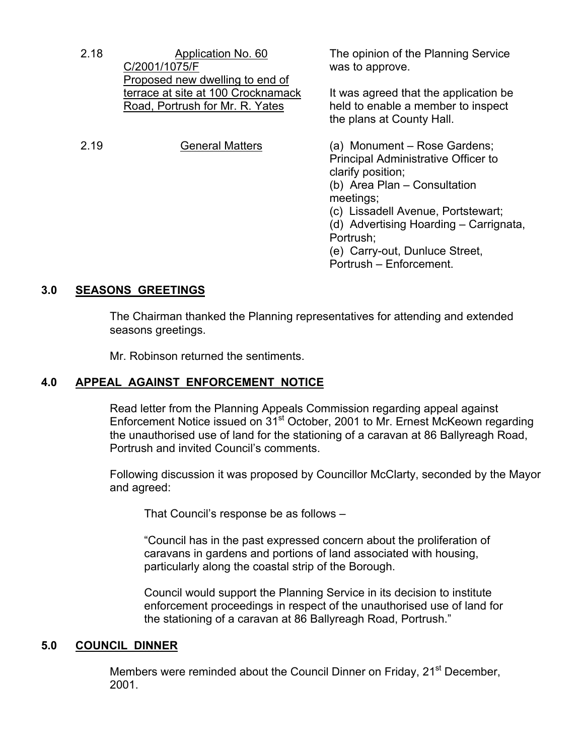| 2.18 | Application No. 60 C/2001/1075/F Proposed new dwelling to end of terrace at site at 100 Crocknamack Road, Portrush for Mr. R. Yates | The opinion of the Planning Service was to approve.<br><br>It was agreed that the application be held to enable a member to inspect the plans at County Hall. |
|---|---|---|
| 2.19 | General Matters | (a) Monument – Rose Gardens; Principal Administrative Officer to clarify position;<br>(b) Area Plan – Consultation meetings;<br>(c) Lissadell Avenue, Portstewart;<br>(d) Advertising Hoarding – Carrignata, Portrush;<br>(e) Carry-out, Dunluce Street, Portrush – Enforcement. |

## 3.0 SEASONS GREETINGS

The Chairman thanked the Planning representatives for attending and extended seasons greetings.

Mr. Robinson returned the sentiments.

## 4.0 APPEAL AGAINST ENFORCEMENT NOTICE

Read letter from the Planning Appeals Commission regarding appeal against Enforcement Notice issued on 31st October, 2001 to Mr. Ernest McKeown regarding the unauthorised use of land for the stationing of a caravan at 86 Ballyreagh Road, Portrush and invited Council's comments.

Following discussion it was proposed by Councillor McClarty, seconded by the Mayor and agreed:

> That Council's response be as follows –
>
> "Council has in the past expressed concern about the proliferation of caravans in gardens and portions of land associated with housing, particularly along the coastal strip of the Borough.
>
> Council would support the Planning Service in its decision to institute enforcement proceedings in respect of the unauthorised use of land for the stationing of a caravan at 86 Ballyreagh Road, Portrush."

## 5.0 COUNCIL DINNER

Members were reminded about the Council Dinner on Friday, 21st December, 2001.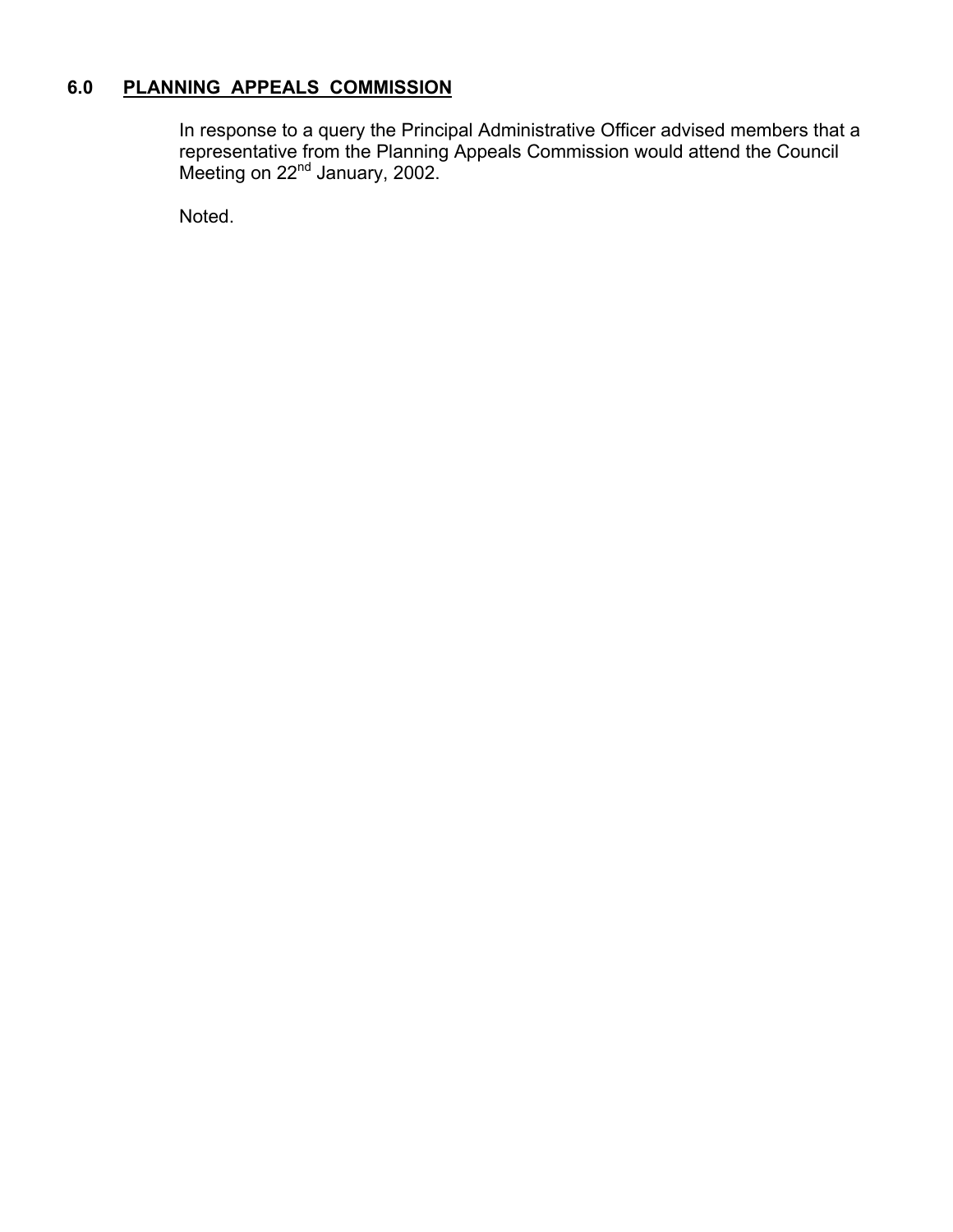## 6.0 PLANNING APPEALS COMMISSION

In response to a query the Principal Administrative Officer advised members that a representative from the Planning Appeals Commission would attend the Council Meeting on 22nd January, 2002.

Noted.